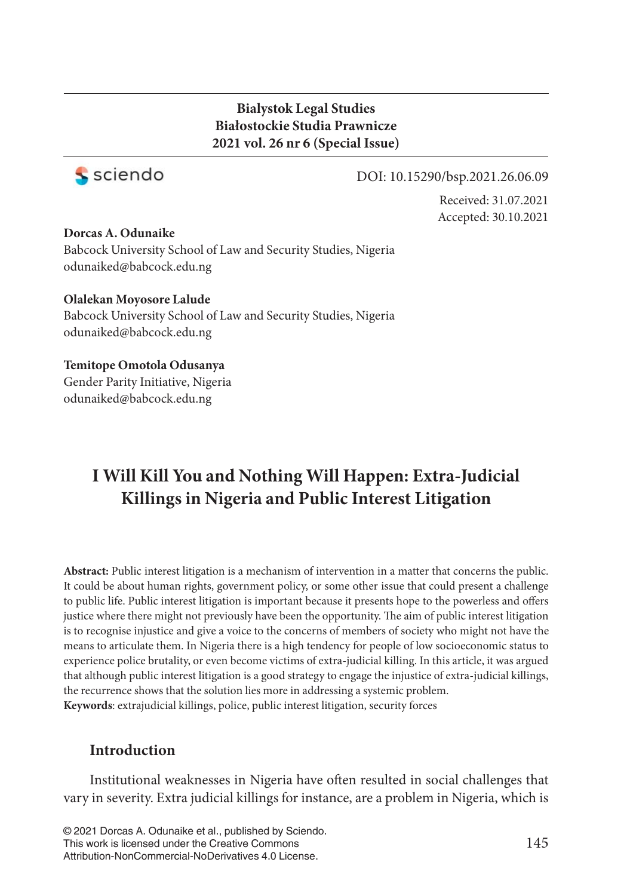**Bialystok Legal Studies**
**Białostockie Studia Prawnicze**
**2021 vol. 26 nr 6 (Special Issue)**

DOI: 10.15290/bsp.2021.26.06.09

Received: 31.07.2021
Accepted: 30.10.2021

**Dorcas A. Odunaike**
Babcock University School of Law and Security Studies, Nigeria
odunaiked@babcock.edu.ng

**Olalekan Moyosore Lalude**
Babcock University School of Law and Security Studies, Nigeria
odunaiked@babcock.edu.ng

**Temitope Omotola Odusanya**
Gender Parity Initiative, Nigeria
odunaiked@babcock.edu.ng

# I Will Kill You and Nothing Will Happen: Extra-Judicial Killings in Nigeria and Public Interest Litigation

**Abstract:** Public interest litigation is a mechanism of intervention in a matter that concerns the public. It could be about human rights, government policy, or some other issue that could present a challenge to public life. Public interest litigation is important because it presents hope to the powerless and offers justice where there might not previously have been the opportunity. The aim of public interest litigation is to recognise injustice and give a voice to the concerns of members of society who might not have the means to articulate them. In Nigeria there is a high tendency for people of low socioeconomic status to experience police brutality, or even become victims of extra-judicial killing. In this article, it was argued that although public interest litigation is a good strategy to engage the injustice of extra-judicial killings, the recurrence shows that the solution lies more in addressing a systemic problem.

**Keywords**: extrajudicial killings, police, public interest litigation, security forces

## Introduction

Institutional weaknesses in Nigeria have often resulted in social challenges that vary in severity. Extra judicial killings for instance, are a problem in Nigeria, which is

© 2021 Dorcas A. Odunaike et al., published by Sciendo.
This work is licensed under the Creative Commons Attribution-NonCommercial-NoDerivatives 4.0 License.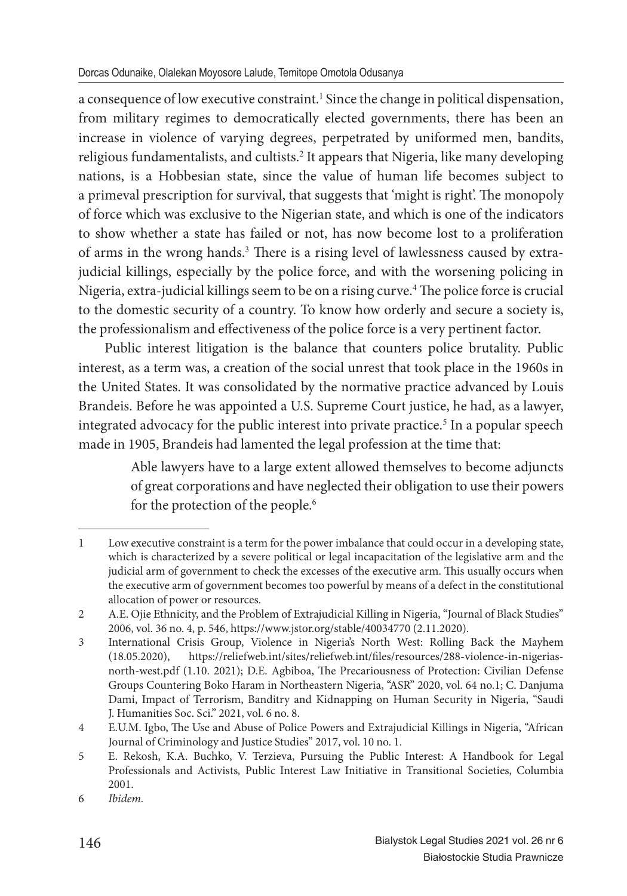a consequence of low executive constraint.[1] Since the change in political dispensation, from military regimes to democratically elected governments, there has been an increase in violence of varying degrees, perpetrated by uniformed men, bandits, religious fundamentalists, and cultists.[2] It appears that Nigeria, like many developing nations, is a Hobbesian state, since the value of human life becomes subject to a primeval prescription for survival, that suggests that 'might is right'. The monopoly of force which was exclusive to the Nigerian state, and which is one of the indicators to show whether a state has failed or not, has now become lost to a proliferation of arms in the wrong hands.[3] There is a rising level of lawlessness caused by extra-judicial killings, especially by the police force, and with the worsening policing in Nigeria, extra-judicial killings seem to be on a rising curve.[4] The police force is crucial to the domestic security of a country. To know how orderly and secure a society is, the professionalism and effectiveness of the police force is a very pertinent factor.

Public interest litigation is the balance that counters police brutality. Public interest, as a term was, a creation of the social unrest that took place in the 1960s in the United States. It was consolidated by the normative practice advanced by Louis Brandeis. Before he was appointed a U.S. Supreme Court justice, he had, as a lawyer, integrated advocacy for the public interest into private practice.[5] In a popular speech made in 1905, Brandeis had lamented the legal profession at the time that:

> Able lawyers have to a large extent allowed themselves to become adjuncts of great corporations and have neglected their obligation to use their powers for the protection of the people.[6]

---

1 Low executive constraint is a term for the power imbalance that could occur in a developing state, which is characterized by a severe political or legal incapacitation of the legislative arm and the judicial arm of government to check the excesses of the executive arm. This usually occurs when the executive arm of government becomes too powerful by means of a defect in the constitutional allocation of power or resources.

2 A.E. Ojie Ethnicity, and the Problem of Extrajudicial Killing in Nigeria, "Journal of Black Studies" 2006, vol. 36 no. 4, p. 546, https://www.jstor.org/stable/40034770 (2.11.2020).

3 International Crisis Group, Violence in Nigeria's North West: Rolling Back the Mayhem (18.05.2020), https://reliefweb.int/sites/reliefweb.int/files/resources/288-violence-in-nigerias-north-west.pdf (1.10. 2021); D.E. Agbiboa, The Precariousness of Protection: Civilian Defense Groups Countering Boko Haram in Northeastern Nigeria, "ASR" 2020, vol. 64 no.1; C. Danjuma Dami, Impact of Terrorism, Banditry and Kidnapping on Human Security in Nigeria, "Saudi J. Humanities Soc. Sci." 2021, vol. 6 no. 8.

4 E.U.M. Igbo, The Use and Abuse of Police Powers and Extrajudicial Killings in Nigeria, "African Journal of Criminology and Justice Studies" 2017, vol. 10 no. 1.

5 E. Rekosh, K.A. Buchko, V. Terzieva, Pursuing the Public Interest: A Handbook for Legal Professionals and Activists, Public Interest Law Initiative in Transitional Societies, Columbia 2001.

6 *Ibidem.*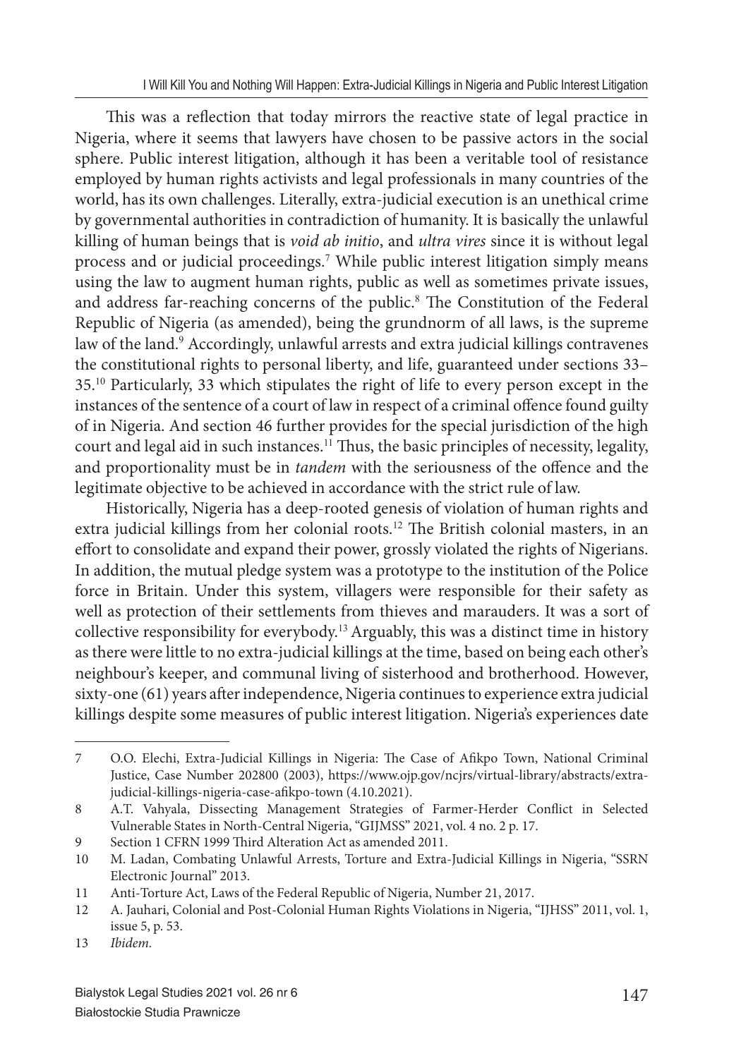This was a reflection that today mirrors the reactive state of legal practice in Nigeria, where it seems that lawyers have chosen to be passive actors in the social sphere. Public interest litigation, although it has been a veritable tool of resistance employed by human rights activists and legal professionals in many countries of the world, has its own challenges. Literally, extra-judicial execution is an unethical crime by governmental authorities in contradiction of humanity. It is basically the unlawful killing of human beings that is *void ab initio*, and *ultra vires* since it is without legal process and or judicial proceedings.[7] While public interest litigation simply means using the law to augment human rights, public as well as sometimes private issues, and address far-reaching concerns of the public.[8] The Constitution of the Federal Republic of Nigeria (as amended), being the grundnorm of all laws, is the supreme law of the land.[9] Accordingly, unlawful arrests and extra judicial killings contravenes the constitutional rights to personal liberty, and life, guaranteed under sections 33–35.[10] Particularly, 33 which stipulates the right of life to every person except in the instances of the sentence of a court of law in respect of a criminal offence found guilty of in Nigeria. And section 46 further provides for the special jurisdiction of the high court and legal aid in such instances.[11] Thus, the basic principles of necessity, legality, and proportionality must be in *tandem* with the seriousness of the offence and the legitimate objective to be achieved in accordance with the strict rule of law.

Historically, Nigeria has a deep-rooted genesis of violation of human rights and extra judicial killings from her colonial roots.[12] The British colonial masters, in an effort to consolidate and expand their power, grossly violated the rights of Nigerians. In addition, the mutual pledge system was a prototype to the institution of the Police force in Britain. Under this system, villagers were responsible for their safety as well as protection of their settlements from thieves and marauders. It was a sort of collective responsibility for everybody.[13] Arguably, this was a distinct time in history as there were little to no extra-judicial killings at the time, based on being each other's neighbour's keeper, and communal living of sisterhood and brotherhood. However, sixty-one (61) years after independence, Nigeria continues to experience extra judicial killings despite some measures of public interest litigation. Nigeria's experiences date

---

7 O.O. Elechi, Extra-Judicial Killings in Nigeria: The Case of Afikpo Town, National Criminal Justice, Case Number 202800 (2003), https://www.ojp.gov/ncjrs/virtual-library/abstracts/extra-judicial-killings-nigeria-case-afikpo-town (4.10.2021).

8 A.T. Vahyala, Dissecting Management Strategies of Farmer-Herder Conflict in Selected Vulnerable States in North-Central Nigeria, "GIJMSS" 2021, vol. 4 no. 2 p. 17.

9 Section 1 CFRN 1999 Third Alteration Act as amended 2011.

10 M. Ladan, Combating Unlawful Arrests, Torture and Extra-Judicial Killings in Nigeria, "SSRN Electronic Journal" 2013.

11 Anti-Torture Act, Laws of the Federal Republic of Nigeria, Number 21, 2017.

12 A. Jauhari, Colonial and Post-Colonial Human Rights Violations in Nigeria, "IJHSS" 2011, vol. 1, issue 5, p. 53.

13 *Ibidem*.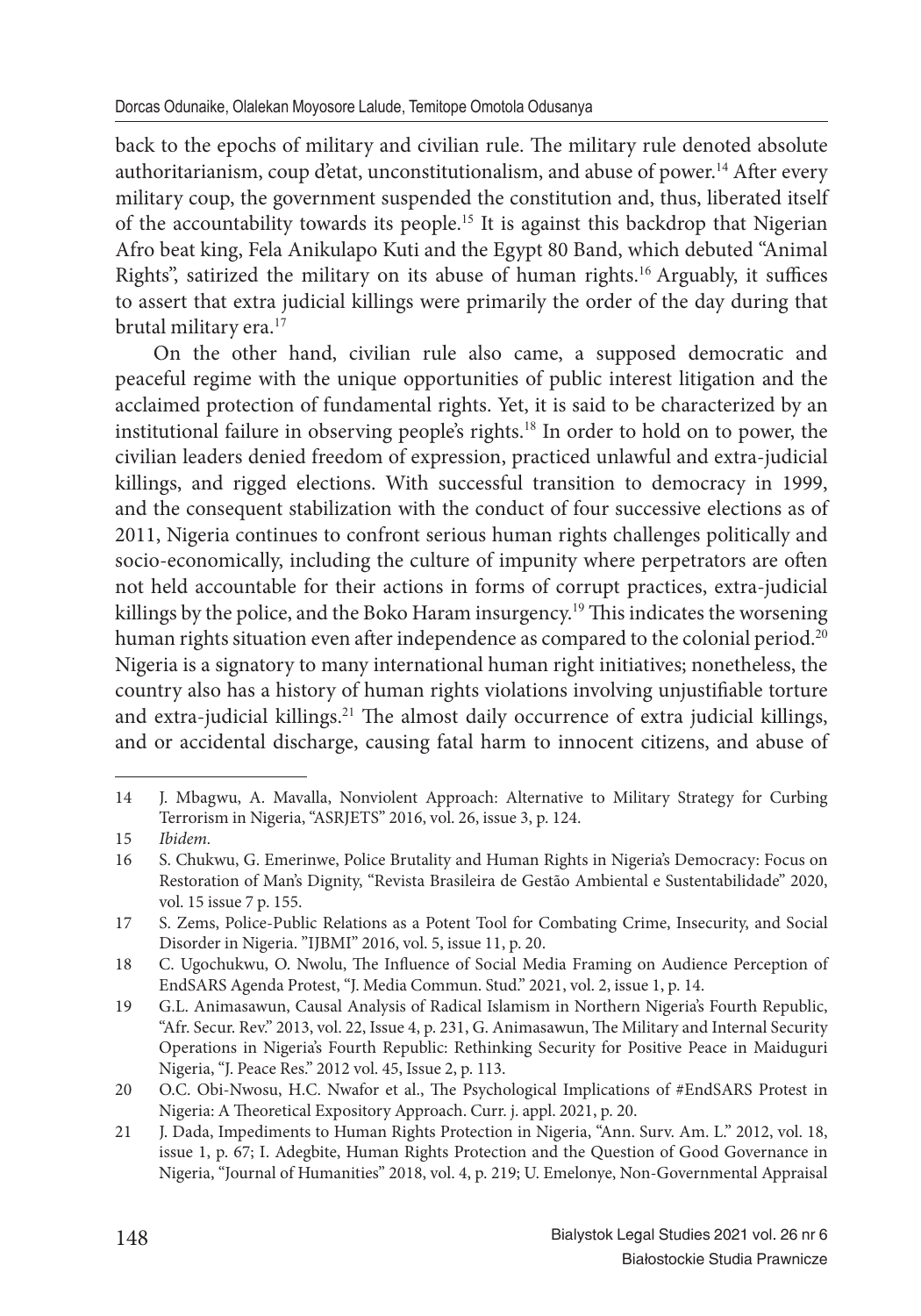back to the epochs of military and civilian rule. The military rule denoted absolute authoritarianism, coup d'etat, unconstitutionalism, and abuse of power.[14] After every military coup, the government suspended the constitution and, thus, liberated itself of the accountability towards its people.[15] It is against this backdrop that Nigerian Afro beat king, Fela Anikulapo Kuti and the Egypt 80 Band, which debuted "Animal Rights", satirized the military on its abuse of human rights.[16] Arguably, it suffices to assert that extra judicial killings were primarily the order of the day during that brutal military era.[17]

On the other hand, civilian rule also came, a supposed democratic and peaceful regime with the unique opportunities of public interest litigation and the acclaimed protection of fundamental rights. Yet, it is said to be characterized by an institutional failure in observing people's rights.[18] In order to hold on to power, the civilian leaders denied freedom of expression, practiced unlawful and extra-judicial killings, and rigged elections. With successful transition to democracy in 1999, and the consequent stabilization with the conduct of four successive elections as of 2011, Nigeria continues to confront serious human rights challenges politically and socio-economically, including the culture of impunity where perpetrators are often not held accountable for their actions in forms of corrupt practices, extra-judicial killings by the police, and the Boko Haram insurgency.[19] This indicates the worsening human rights situation even after independence as compared to the colonial period.[20] Nigeria is a signatory to many international human right initiatives; nonetheless, the country also has a history of human rights violations involving unjustifiable torture and extra-judicial killings.[21] The almost daily occurrence of extra judicial killings, and or accidental discharge, causing fatal harm to innocent citizens, and abuse of

---

14 J. Mbagwu, A. Mavalla, Nonviolent Approach: Alternative to Military Strategy for Curbing Terrorism in Nigeria, "ASRJETS" 2016, vol. 26, issue 3, p. 124.

15 *Ibidem.*

16 S. Chukwu, G. Emerinwe, Police Brutality and Human Rights in Nigeria's Democracy: Focus on Restoration of Man's Dignity, "Revista Brasileira de Gestão Ambiental e Sustentabilidade" 2020, vol. 15 issue 7 p. 155.

17 S. Zems, Police-Public Relations as a Potent Tool for Combating Crime, Insecurity, and Social Disorder in Nigeria. "IJBMI" 2016, vol. 5, issue 11, p. 20.

18 C. Ugochukwu, O. Nwolu, The Influence of Social Media Framing on Audience Perception of EndSARS Agenda Protest, "J. Media Commun. Stud." 2021, vol. 2, issue 1, p. 14.

19 G.L. Animasawun, Causal Analysis of Radical Islamism in Northern Nigeria's Fourth Republic, "Afr. Secur. Rev." 2013, vol. 22, Issue 4, p. 231, G. Animasawun, The Military and Internal Security Operations in Nigeria's Fourth Republic: Rethinking Security for Positive Peace in Maiduguri Nigeria, "J. Peace Res." 2012 vol. 45, Issue 2, p. 113.

20 O.C. Obi-Nwosu, H.C. Nwafor et al., The Psychological Implications of #EndSARS Protest in Nigeria: A Theoretical Expository Approach. Curr. j. appl. 2021, p. 20.

21 J. Dada, Impediments to Human Rights Protection in Nigeria, "Ann. Surv. Am. L." 2012, vol. 18, issue 1, p. 67; I. Adegbite, Human Rights Protection and the Question of Good Governance in Nigeria, "Journal of Humanities" 2018, vol. 4, p. 219; U. Emelonye, Non-Governmental Appraisal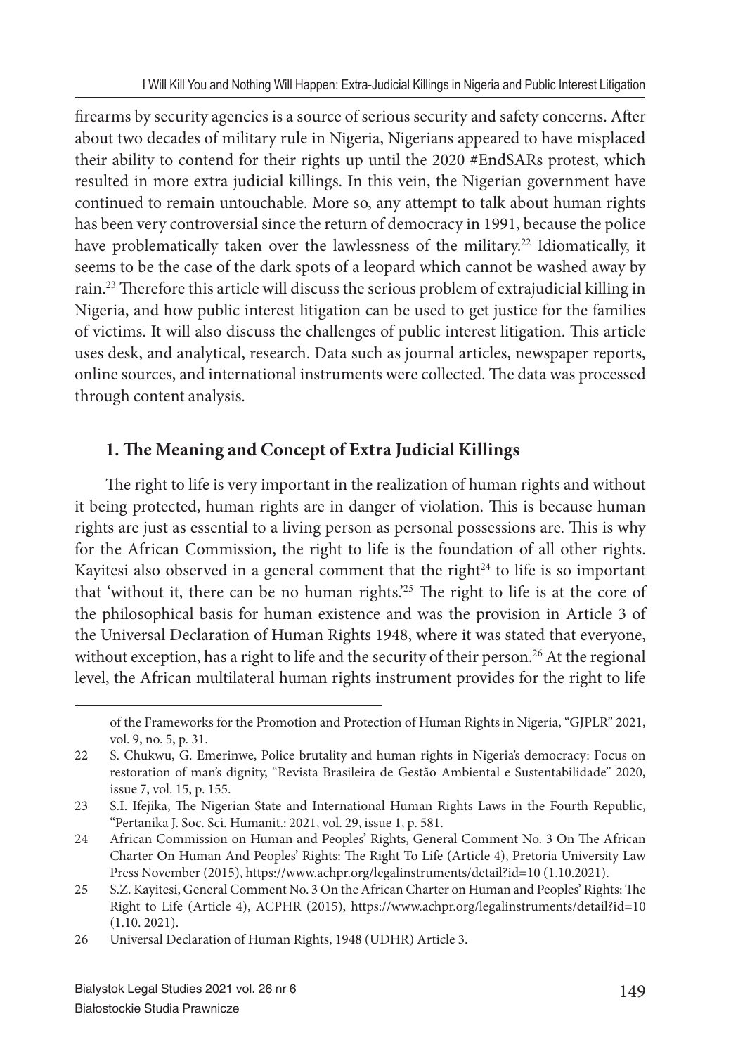firearms by security agencies is a source of serious security and safety concerns. After about two decades of military rule in Nigeria, Nigerians appeared to have misplaced their ability to contend for their rights up until the 2020 #EndSARs protest, which resulted in more extra judicial killings. In this vein, the Nigerian government have continued to remain untouchable. More so, any attempt to talk about human rights has been very controversial since the return of democracy in 1991, because the police have problematically taken over the lawlessness of the military.[22] Idiomatically, it seems to be the case of the dark spots of a leopard which cannot be washed away by rain.[23] Therefore this article will discuss the serious problem of extrajudicial killing in Nigeria, and how public interest litigation can be used to get justice for the families of victims. It will also discuss the challenges of public interest litigation. This article uses desk, and analytical, research. Data such as journal articles, newspaper reports, online sources, and international instruments were collected. The data was processed through content analysis.

## 1. The Meaning and Concept of Extra Judicial Killings

The right to life is very important in the realization of human rights and without it being protected, human rights are in danger of violation. This is because human rights are just as essential to a living person as personal possessions are. This is why for the African Commission, the right to life is the foundation of all other rights. Kayitesi also observed in a general comment that the right[24] to life is so important that 'without it, there can be no human rights.'[25] The right to life is at the core of the philosophical basis for human existence and was the provision in Article 3 of the Universal Declaration of Human Rights 1948, where it was stated that everyone, without exception, has a right to life and the security of their person.[26] At the regional level, the African multilateral human rights instrument provides for the right to life

---

of the Frameworks for the Promotion and Protection of Human Rights in Nigeria, "GJPLR" 2021, vol. 9, no. 5, p. 31.

22 S. Chukwu, G. Emerinwe, Police brutality and human rights in Nigeria's democracy: Focus on restoration of man's dignity, "Revista Brasileira de Gestão Ambiental e Sustentabilidade" 2020, issue 7, vol. 15, p. 155.

23 S.I. Ifejika, The Nigerian State and International Human Rights Laws in the Fourth Republic, "Pertanika J. Soc. Sci. Humanit.: 2021, vol. 29, issue 1, p. 581.

24 African Commission on Human and Peoples' Rights, General Comment No. 3 On The African Charter On Human And Peoples' Rights: The Right To Life (Article 4), Pretoria University Law Press November (2015), https://www.achpr.org/legalinstruments/detail?id=10 (1.10.2021).

25 S.Z. Kayitesi, General Comment No. 3 On the African Charter on Human and Peoples' Rights: The Right to Life (Article 4), ACPHR (2015), https://www.achpr.org/legalinstruments/detail?id=10 (1.10. 2021).

26 Universal Declaration of Human Rights, 1948 (UDHR) Article 3.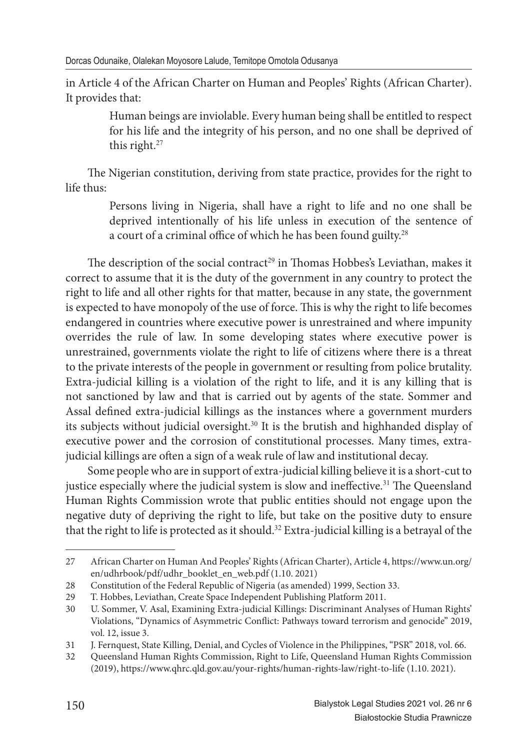in Article 4 of the African Charter on Human and Peoples' Rights (African Charter). It provides that:

> Human beings are inviolable. Every human being shall be entitled to respect for his life and the integrity of his person, and no one shall be deprived of this right.[27]

The Nigerian constitution, deriving from state practice, provides for the right to life thus:

> Persons living in Nigeria, shall have a right to life and no one shall be deprived intentionally of his life unless in execution of the sentence of a court of a criminal office of which he has been found guilty.[28]

The description of the social contract[29] in Thomas Hobbes's Leviathan, makes it correct to assume that it is the duty of the government in any country to protect the right to life and all other rights for that matter, because in any state, the government is expected to have monopoly of the use of force. This is why the right to life becomes endangered in countries where executive power is unrestrained and where impunity overrides the rule of law. In some developing states where executive power is unrestrained, governments violate the right to life of citizens where there is a threat to the private interests of the people in government or resulting from police brutality. Extra-judicial killing is a violation of the right to life, and it is any killing that is not sanctioned by law and that is carried out by agents of the state. Sommer and Assal defined extra-judicial killings as the instances where a government murders its subjects without judicial oversight.[30] It is the brutish and highhanded display of executive power and the corrosion of constitutional processes. Many times, extra-judicial killings are often a sign of a weak rule of law and institutional decay.

Some people who are in support of extra-judicial killing believe it is a short-cut to justice especially where the judicial system is slow and ineffective.[31] The Queensland Human Rights Commission wrote that public entities should not engage upon the negative duty of depriving the right to life, but take on the positive duty to ensure that the right to life is protected as it should.[32] Extra-judicial killing is a betrayal of the

---

27 African Charter on Human And Peoples' Rights (African Charter), Article 4, https://www.un.org/en/udhrbook/pdf/udhr_booklet_en_web.pdf (1.10. 2021)

28 Constitution of the Federal Republic of Nigeria (as amended) 1999, Section 33.

29 T. Hobbes, Leviathan, Create Space Independent Publishing Platform 2011.

30 U. Sommer, V. Asal, Examining Extra-judicial Killings: Discriminant Analyses of Human Rights' Violations, "Dynamics of Asymmetric Conflict: Pathways toward terrorism and genocide" 2019, vol. 12, issue 3.

31 J. Fernquest, State Killing, Denial, and Cycles of Violence in the Philippines, "PSR" 2018, vol. 66.

32 Queensland Human Rights Commission, Right to Life, Queensland Human Rights Commission (2019), https://www.qhrc.qld.gov.au/your-rights/human-rights-law/right-to-life (1.10. 2021).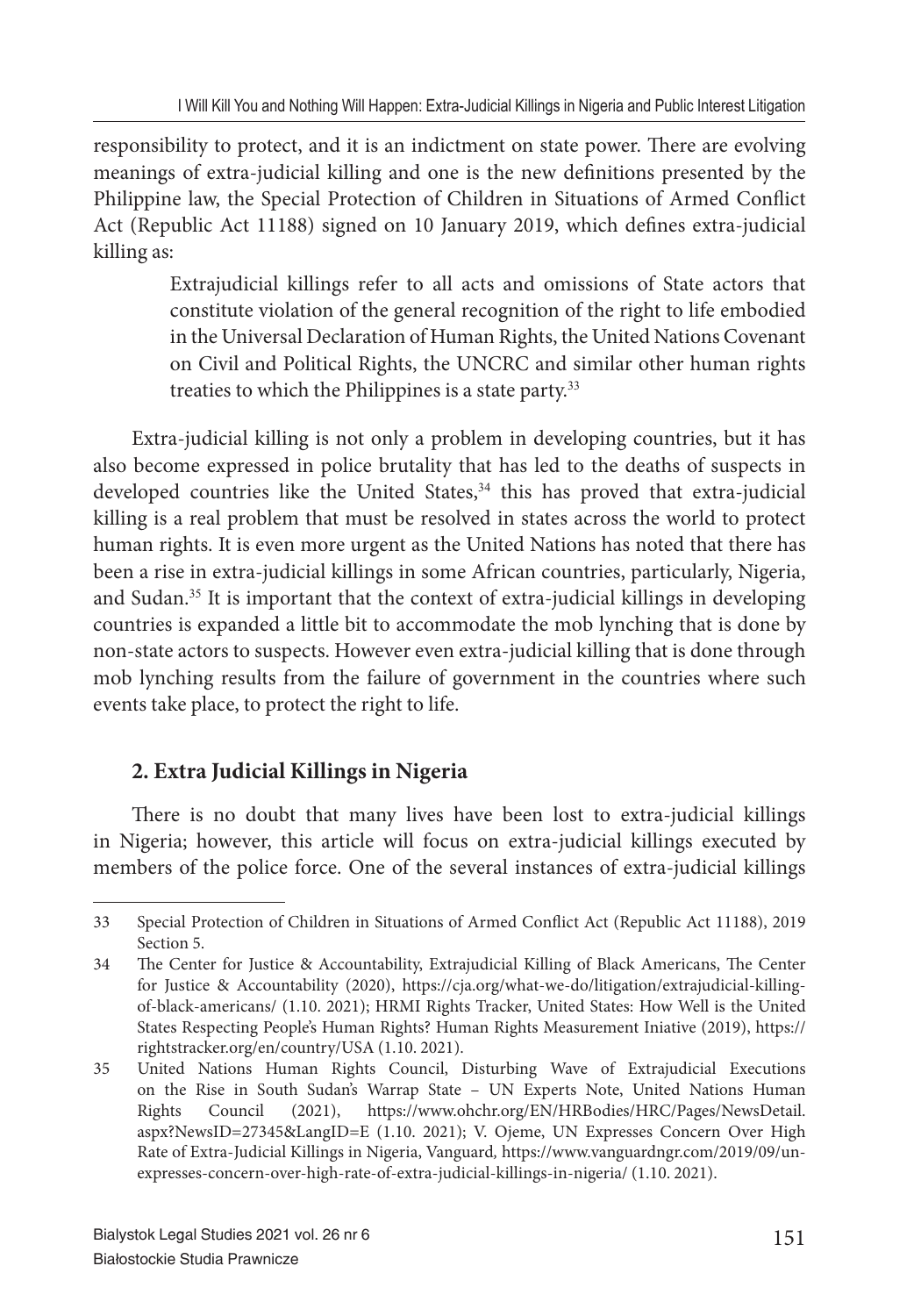responsibility to protect, and it is an indictment on state power. There are evolving meanings of extra-judicial killing and one is the new definitions presented by the Philippine law, the Special Protection of Children in Situations of Armed Conflict Act (Republic Act 11188) signed on 10 January 2019, which defines extra-judicial killing as:

> Extrajudicial killings refer to all acts and omissions of State actors that constitute violation of the general recognition of the right to life embodied in the Universal Declaration of Human Rights, the United Nations Covenant on Civil and Political Rights, the UNCRC and similar other human rights treaties to which the Philippines is a state party.[33]

Extra-judicial killing is not only a problem in developing countries, but it has also become expressed in police brutality that has led to the deaths of suspects in developed countries like the United States,[34] this has proved that extra-judicial killing is a real problem that must be resolved in states across the world to protect human rights. It is even more urgent as the United Nations has noted that there has been a rise in extra-judicial killings in some African countries, particularly, Nigeria, and Sudan.[35] It is important that the context of extra-judicial killings in developing countries is expanded a little bit to accommodate the mob lynching that is done by non-state actors to suspects. However even extra-judicial killing that is done through mob lynching results from the failure of government in the countries where such events take place, to protect the right to life.

## 2. Extra Judicial Killings in Nigeria

There is no doubt that many lives have been lost to extra-judicial killings in Nigeria; however, this article will focus on extra-judicial killings executed by members of the police force. One of the several instances of extra-judicial killings

---

33 Special Protection of Children in Situations of Armed Conflict Act (Republic Act 11188), 2019 Section 5.

34 The Center for Justice & Accountability, Extrajudicial Killing of Black Americans, The Center for Justice & Accountability (2020), https://cja.org/what-we-do/litigation/extrajudicial-killing-of-black-americans/ (1.10. 2021); HRMI Rights Tracker, United States: How Well is the United States Respecting People's Human Rights? Human Rights Measurement Iniative (2019), https://rightstracker.org/en/country/USA (1.10. 2021).

35 United Nations Human Rights Council, Disturbing Wave of Extrajudicial Executions on the Rise in South Sudan's Warrap State – UN Experts Note, United Nations Human Rights Council (2021), https://www.ohchr.org/EN/HRBodies/HRC/Pages/NewsDetail.aspx?NewsID=27345&LangID=E (1.10. 2021); V. Ojeme, UN Expresses Concern Over High Rate of Extra-Judicial Killings in Nigeria, Vanguard, https://www.vanguardngr.com/2019/09/un-expresses-concern-over-high-rate-of-extra-judicial-killings-in-nigeria/ (1.10. 2021).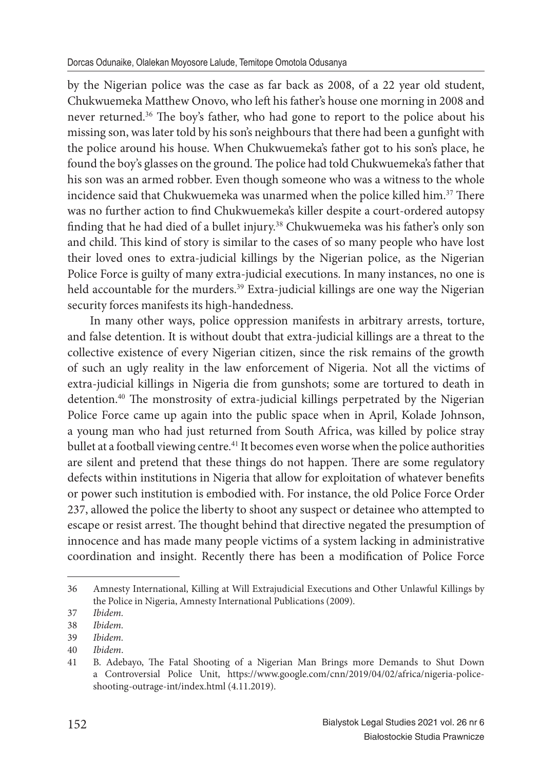by the Nigerian police was the case as far back as 2008, of a 22 year old student, Chukwuemeka Matthew Onovo, who left his father's house one morning in 2008 and never returned.[36] The boy's father, who had gone to report to the police about his missing son, was later told by his son's neighbours that there had been a gunfight with the police around his house. When Chukwuemeka's father got to his son's place, he found the boy's glasses on the ground. The police had told Chukwuemeka's father that his son was an armed robber. Even though someone who was a witness to the whole incidence said that Chukwuemeka was unarmed when the police killed him.[37] There was no further action to find Chukwuemeka's killer despite a court-ordered autopsy finding that he had died of a bullet injury.[38] Chukwuemeka was his father's only son and child. This kind of story is similar to the cases of so many people who have lost their loved ones to extra-judicial killings by the Nigerian police, as the Nigerian Police Force is guilty of many extra-judicial executions. In many instances, no one is held accountable for the murders.[39] Extra-judicial killings are one way the Nigerian security forces manifests its high-handedness.

In many other ways, police oppression manifests in arbitrary arrests, torture, and false detention. It is without doubt that extra-judicial killings are a threat to the collective existence of every Nigerian citizen, since the risk remains of the growth of such an ugly reality in the law enforcement of Nigeria. Not all the victims of extra-judicial killings in Nigeria die from gunshots; some are tortured to death in detention.[40] The monstrosity of extra-judicial killings perpetrated by the Nigerian Police Force came up again into the public space when in April, Kolade Johnson, a young man who had just returned from South Africa, was killed by police stray bullet at a football viewing centre.[41] It becomes even worse when the police authorities are silent and pretend that these things do not happen. There are some regulatory defects within institutions in Nigeria that allow for exploitation of whatever benefits or power such institution is embodied with. For instance, the old Police Force Order 237, allowed the police the liberty to shoot any suspect or detainee who attempted to escape or resist arrest. The thought behind that directive negated the presumption of innocence and has made many people victims of a system lacking in administrative coordination and insight. Recently there has been a modification of Police Force

---

36 Amnesty International, Killing at Will Extrajudicial Executions and Other Unlawful Killings by the Police in Nigeria, Amnesty International Publications (2009).

37 *Ibidem.*

38 *Ibidem.*

39 *Ibidem.*

40 *Ibidem*.

41 B. Adebayo, The Fatal Shooting of a Nigerian Man Brings more Demands to Shut Down a Controversial Police Unit, https://www.google.com/cnn/2019/04/02/africa/nigeria-police-shooting-outrage-int/index.html (4.11.2019).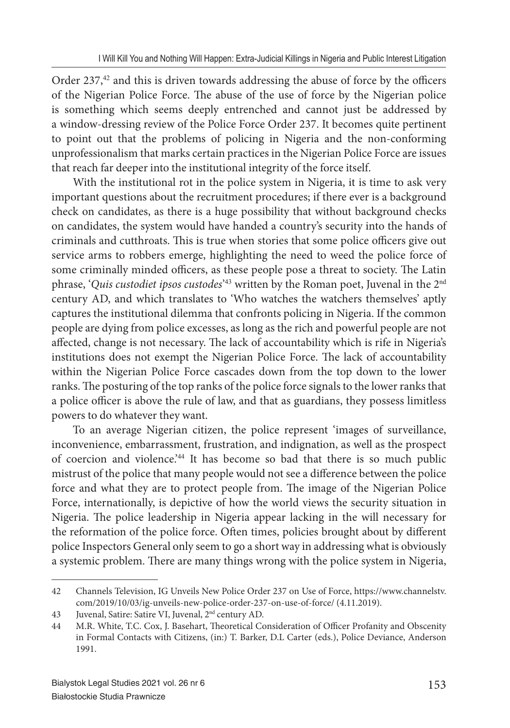Order 237,[42] and this is driven towards addressing the abuse of force by the officers of the Nigerian Police Force. The abuse of the use of force by the Nigerian police is something which seems deeply entrenched and cannot just be addressed by a window-dressing review of the Police Force Order 237. It becomes quite pertinent to point out that the problems of policing in Nigeria and the non-conforming unprofessionalism that marks certain practices in the Nigerian Police Force are issues that reach far deeper into the institutional integrity of the force itself.

With the institutional rot in the police system in Nigeria, it is time to ask very important questions about the recruitment procedures; if there ever is a background check on candidates, as there is a huge possibility that without background checks on candidates, the system would have handed a country's security into the hands of criminals and cutthroats. This is true when stories that some police officers give out service arms to robbers emerge, highlighting the need to weed the police force of some criminally minded officers, as these people pose a threat to society. The Latin phrase, '*Quis custodiet ipsos custodes*'[43] written by the Roman poet, Juvenal in the 2nd century AD, and which translates to 'Who watches the watchers themselves' aptly captures the institutional dilemma that confronts policing in Nigeria. If the common people are dying from police excesses, as long as the rich and powerful people are not affected, change is not necessary. The lack of accountability which is rife in Nigeria's institutions does not exempt the Nigerian Police Force. The lack of accountability within the Nigerian Police Force cascades down from the top down to the lower ranks. The posturing of the top ranks of the police force signals to the lower ranks that a police officer is above the rule of law, and that as guardians, they possess limitless powers to do whatever they want.

To an average Nigerian citizen, the police represent 'images of surveillance, inconvenience, embarrassment, frustration, and indignation, as well as the prospect of coercion and violence.'[44] It has become so bad that there is so much public mistrust of the police that many people would not see a difference between the police force and what they are to protect people from. The image of the Nigerian Police Force, internationally, is depictive of how the world views the security situation in Nigeria. The police leadership in Nigeria appear lacking in the will necessary for the reformation of the police force. Often times, policies brought about by different police Inspectors General only seem to go a short way in addressing what is obviously a systemic problem. There are many things wrong with the police system in Nigeria,

---

42 Channels Television, IG Unveils New Police Order 237 on Use of Force, https://www.channelstv.com/2019/10/03/ig-unveils-new-police-order-237-on-use-of-force/ (4.11.2019).

43 Juvenal, Satire: Satire VI, Juvenal, 2nd century AD.

44 M.R. White, T.C. Cox, J. Basehart, Theoretical Consideration of Officer Profanity and Obscenity in Formal Contacts with Citizens, (in:) T. Barker, D.L Carter (eds.), Police Deviance, Anderson 1991.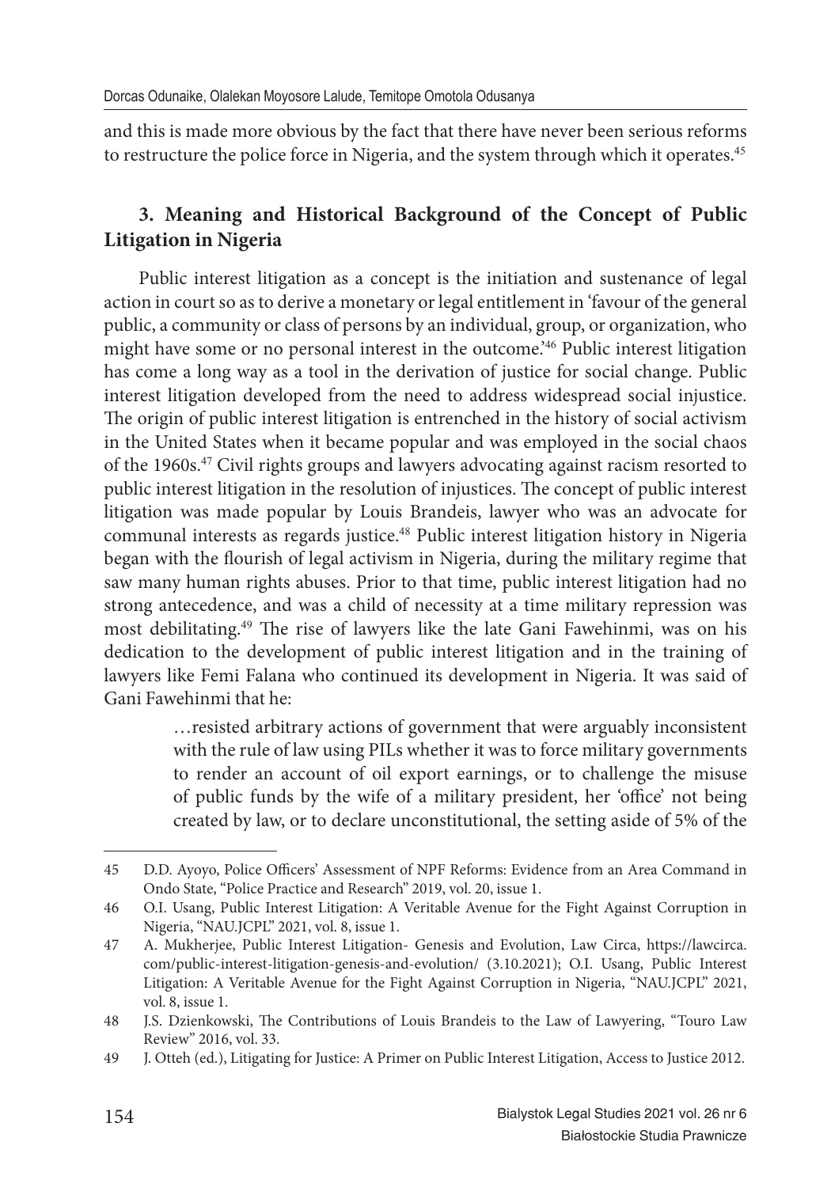and this is made more obvious by the fact that there have never been serious reforms to restructure the police force in Nigeria, and the system through which it operates.[45]

## 3. Meaning and Historical Background of the Concept of Public Litigation in Nigeria

Public interest litigation as a concept is the initiation and sustenance of legal action in court so as to derive a monetary or legal entitlement in 'favour of the general public, a community or class of persons by an individual, group, or organization, who might have some or no personal interest in the outcome.'[46] Public interest litigation has come a long way as a tool in the derivation of justice for social change. Public interest litigation developed from the need to address widespread social injustice. The origin of public interest litigation is entrenched in the history of social activism in the United States when it became popular and was employed in the social chaos of the 1960s.[47] Civil rights groups and lawyers advocating against racism resorted to public interest litigation in the resolution of injustices. The concept of public interest litigation was made popular by Louis Brandeis, lawyer who was an advocate for communal interests as regards justice.[48] Public interest litigation history in Nigeria began with the flourish of legal activism in Nigeria, during the military regime that saw many human rights abuses. Prior to that time, public interest litigation had no strong antecedence, and was a child of necessity at a time military repression was most debilitating.[49] The rise of lawyers like the late Gani Fawehinmi, was on his dedication to the development of public interest litigation and in the training of lawyers like Femi Falana who continued its development in Nigeria. It was said of Gani Fawehinmi that he:

> …resisted arbitrary actions of government that were arguably inconsistent with the rule of law using PILs whether it was to force military governments to render an account of oil export earnings, or to challenge the misuse of public funds by the wife of a military president, her 'office' not being created by law, or to declare unconstitutional, the setting aside of 5% of the

---

45 D.D. Ayoyo, Police Officers' Assessment of NPF Reforms: Evidence from an Area Command in Ondo State, "Police Practice and Research" 2019, vol. 20, issue 1.

46 O.I. Usang, Public Interest Litigation: A Veritable Avenue for the Fight Against Corruption in Nigeria, "NAU.JCPL" 2021, vol. 8, issue 1.

47 A. Mukherjee, Public Interest Litigation- Genesis and Evolution, Law Circa, https://lawcirca.com/public-interest-litigation-genesis-and-evolution/ (3.10.2021); O.I. Usang, Public Interest Litigation: A Veritable Avenue for the Fight Against Corruption in Nigeria, "NAU.JCPL" 2021, vol. 8, issue 1.

48 J.S. Dzienkowski, The Contributions of Louis Brandeis to the Law of Lawyering, "Touro Law Review" 2016, vol. 33.

49 J. Otteh (ed.), Litigating for Justice: A Primer on Public Interest Litigation, Access to Justice 2012.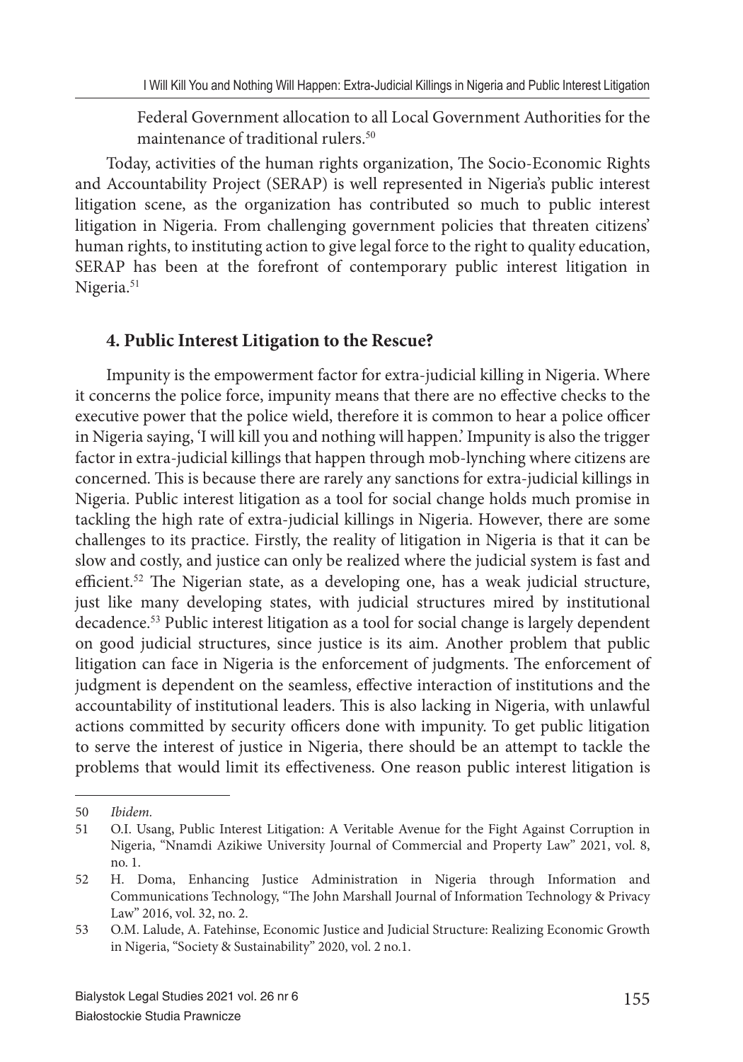Federal Government allocation to all Local Government Authorities for the maintenance of traditional rulers.[50]

Today, activities of the human rights organization, The Socio-Economic Rights and Accountability Project (SERAP) is well represented in Nigeria's public interest litigation scene, as the organization has contributed so much to public interest litigation in Nigeria. From challenging government policies that threaten citizens' human rights, to instituting action to give legal force to the right to quality education, SERAP has been at the forefront of contemporary public interest litigation in Nigeria.[51]

## 4. Public Interest Litigation to the Rescue?

Impunity is the empowerment factor for extra-judicial killing in Nigeria. Where it concerns the police force, impunity means that there are no effective checks to the executive power that the police wield, therefore it is common to hear a police officer in Nigeria saying, 'I will kill you and nothing will happen.' Impunity is also the trigger factor in extra-judicial killings that happen through mob-lynching where citizens are concerned. This is because there are rarely any sanctions for extra-judicial killings in Nigeria. Public interest litigation as a tool for social change holds much promise in tackling the high rate of extra-judicial killings in Nigeria. However, there are some challenges to its practice. Firstly, the reality of litigation in Nigeria is that it can be slow and costly, and justice can only be realized where the judicial system is fast and efficient.[52] The Nigerian state, as a developing one, has a weak judicial structure, just like many developing states, with judicial structures mired by institutional decadence.[53] Public interest litigation as a tool for social change is largely dependent on good judicial structures, since justice is its aim. Another problem that public litigation can face in Nigeria is the enforcement of judgments. The enforcement of judgment is dependent on the seamless, effective interaction of institutions and the accountability of institutional leaders. This is also lacking in Nigeria, with unlawful actions committed by security officers done with impunity. To get public litigation to serve the interest of justice in Nigeria, there should be an attempt to tackle the problems that would limit its effectiveness. One reason public interest litigation is

---

50 *Ibidem.*

51 O.I. Usang, Public Interest Litigation: A Veritable Avenue for the Fight Against Corruption in Nigeria, "Nnamdi Azikiwe University Journal of Commercial and Property Law" 2021, vol. 8, no. 1.

52 H. Doma, Enhancing Justice Administration in Nigeria through Information and Communications Technology, "The John Marshall Journal of Information Technology & Privacy Law" 2016, vol. 32, no. 2.

53 O.M. Lalude, A. Fatehinse, Economic Justice and Judicial Structure: Realizing Economic Growth in Nigeria, "Society & Sustainability" 2020, vol. 2 no.1.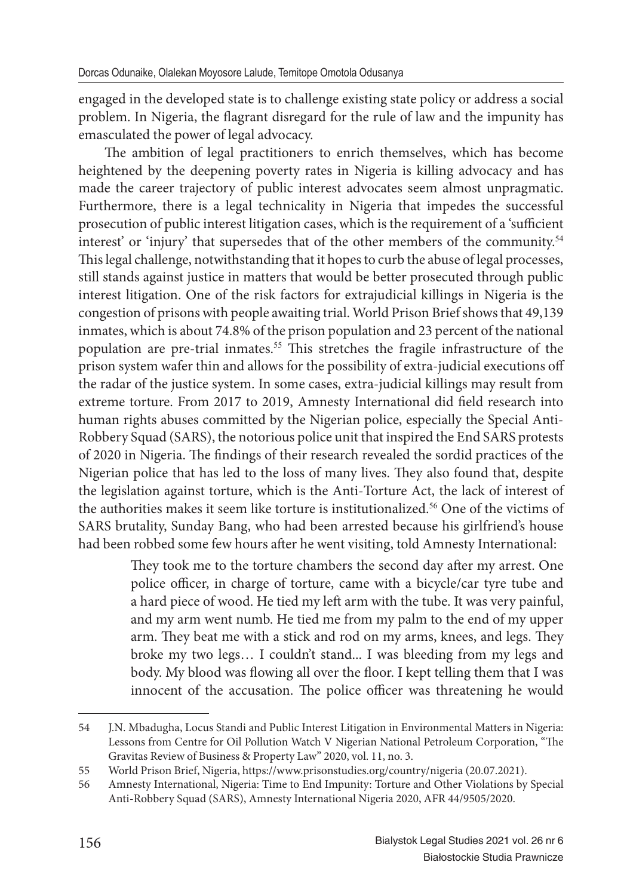engaged in the developed state is to challenge existing state policy or address a social problem. In Nigeria, the flagrant disregard for the rule of law and the impunity has emasculated the power of legal advocacy.

The ambition of legal practitioners to enrich themselves, which has become heightened by the deepening poverty rates in Nigeria is killing advocacy and has made the career trajectory of public interest advocates seem almost unpragmatic. Furthermore, there is a legal technicality in Nigeria that impedes the successful prosecution of public interest litigation cases, which is the requirement of a 'sufficient interest' or 'injury' that supersedes that of the other members of the community.[54] This legal challenge, notwithstanding that it hopes to curb the abuse of legal processes, still stands against justice in matters that would be better prosecuted through public interest litigation. One of the risk factors for extrajudicial killings in Nigeria is the congestion of prisons with people awaiting trial. World Prison Brief shows that 49,139 inmates, which is about 74.8% of the prison population and 23 percent of the national population are pre-trial inmates.[55] This stretches the fragile infrastructure of the prison system wafer thin and allows for the possibility of extra-judicial executions off the radar of the justice system. In some cases, extra-judicial killings may result from extreme torture. From 2017 to 2019, Amnesty International did field research into human rights abuses committed by the Nigerian police, especially the Special Anti-Robbery Squad (SARS), the notorious police unit that inspired the End SARS protests of 2020 in Nigeria. The findings of their research revealed the sordid practices of the Nigerian police that has led to the loss of many lives. They also found that, despite the legislation against torture, which is the Anti-Torture Act, the lack of interest of the authorities makes it seem like torture is institutionalized.[56] One of the victims of SARS brutality, Sunday Bang, who had been arrested because his girlfriend's house had been robbed some few hours after he went visiting, told Amnesty International:

> They took me to the torture chambers the second day after my arrest. One police officer, in charge of torture, came with a bicycle/car tyre tube and a hard piece of wood. He tied my left arm with the tube. It was very painful, and my arm went numb. He tied me from my palm to the end of my upper arm. They beat me with a stick and rod on my arms, knees, and legs. They broke my two legs… I couldn't stand... I was bleeding from my legs and body. My blood was flowing all over the floor. I kept telling them that I was innocent of the accusation. The police officer was threatening he would

---

54 J.N. Mbadugha, Locus Standi and Public Interest Litigation in Environmental Matters in Nigeria: Lessons from Centre for Oil Pollution Watch V Nigerian National Petroleum Corporation, "The Gravitas Review of Business & Property Law" 2020, vol. 11, no. 3.

55 World Prison Brief, Nigeria, https://www.prisonstudies.org/country/nigeria (20.07.2021).

56 Amnesty International, Nigeria: Time to End Impunity: Torture and Other Violations by Special Anti-Robbery Squad (SARS), Amnesty International Nigeria 2020, AFR 44/9505/2020.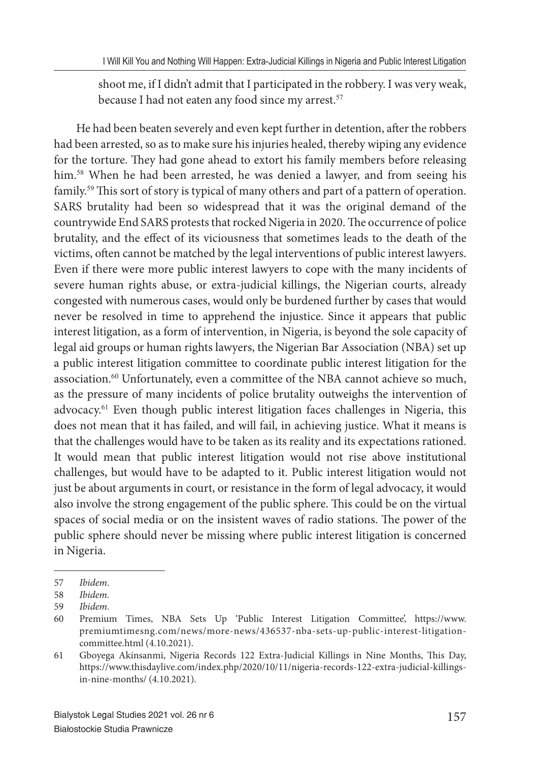shoot me, if I didn't admit that I participated in the robbery. I was very weak, because I had not eaten any food since my arrest.[57]

He had been beaten severely and even kept further in detention, after the robbers had been arrested, so as to make sure his injuries healed, thereby wiping any evidence for the torture. They had gone ahead to extort his family members before releasing him.[58] When he had been arrested, he was denied a lawyer, and from seeing his family.[59] This sort of story is typical of many others and part of a pattern of operation. SARS brutality had been so widespread that it was the original demand of the countrywide End SARS protests that rocked Nigeria in 2020. The occurrence of police brutality, and the effect of its viciousness that sometimes leads to the death of the victims, often cannot be matched by the legal interventions of public interest lawyers. Even if there were more public interest lawyers to cope with the many incidents of severe human rights abuse, or extra-judicial killings, the Nigerian courts, already congested with numerous cases, would only be burdened further by cases that would never be resolved in time to apprehend the injustice. Since it appears that public interest litigation, as a form of intervention, in Nigeria, is beyond the sole capacity of legal aid groups or human rights lawyers, the Nigerian Bar Association (NBA) set up a public interest litigation committee to coordinate public interest litigation for the association.[60] Unfortunately, even a committee of the NBA cannot achieve so much, as the pressure of many incidents of police brutality outweighs the intervention of advocacy.[61] Even though public interest litigation faces challenges in Nigeria, this does not mean that it has failed, and will fail, in achieving justice. What it means is that the challenges would have to be taken as its reality and its expectations rationed. It would mean that public interest litigation would not rise above institutional challenges, but would have to be adapted to it. Public interest litigation would not just be about arguments in court, or resistance in the form of legal advocacy, it would also involve the strong engagement of the public sphere. This could be on the virtual spaces of social media or on the insistent waves of radio stations. The power of the public sphere should never be missing where public interest litigation is concerned in Nigeria.

---

57 *Ibidem.*

58 *Ibidem.*

59 *Ibidem.*

60 Premium Times, NBA Sets Up 'Public Interest Litigation Committee', https://www.premiumtimesng.com/news/more-news/436537-nba-sets-up-public-interest-litigation-committee.html (4.10.2021).

61 Gboyega Akinsanmi, Nigeria Records 122 Extra-Judicial Killings in Nine Months, This Day, https://www.thisdaylive.com/index.php/2020/10/11/nigeria-records-122-extra-judicial-killings-in-nine-months/ (4.10.2021).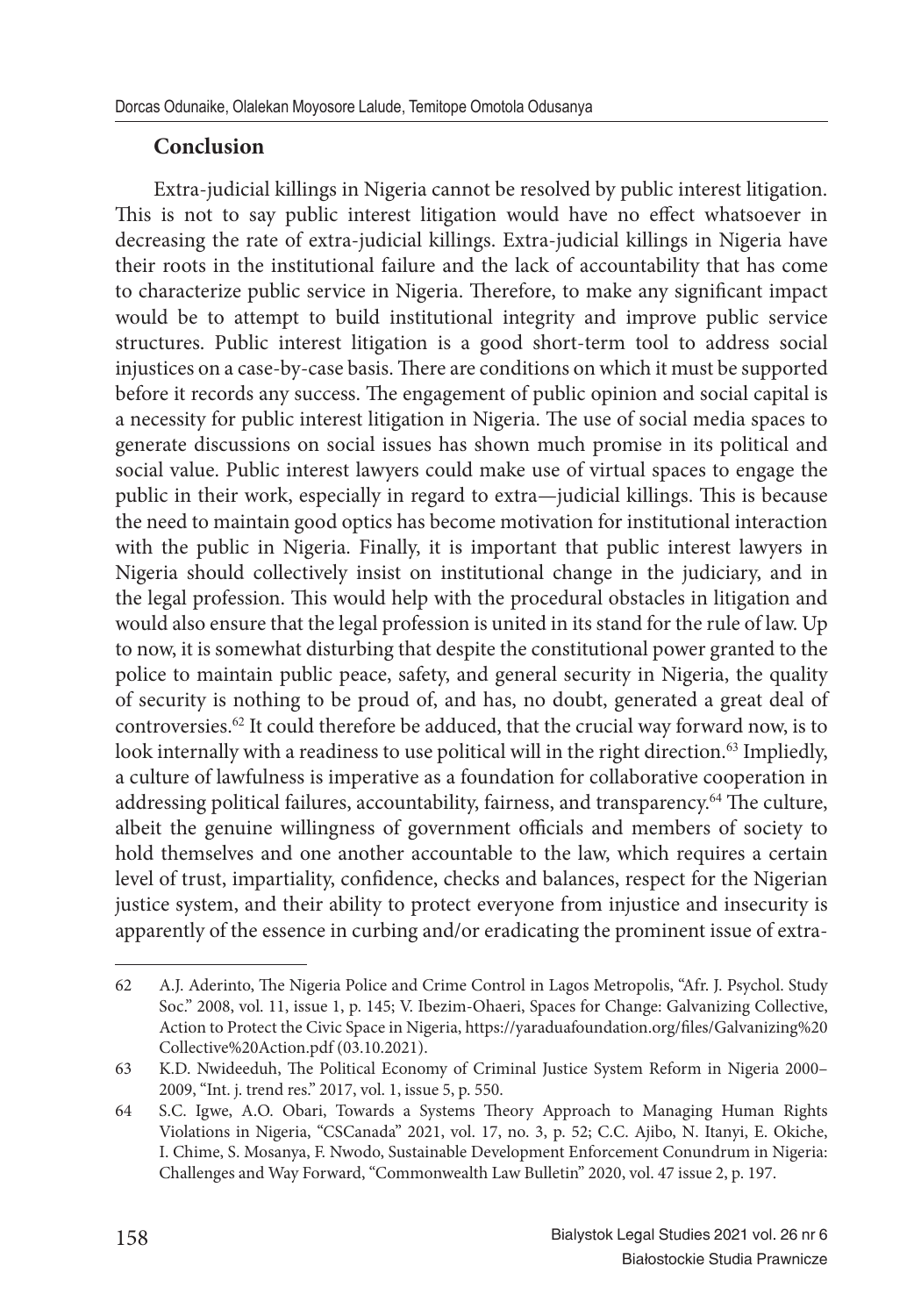## Conclusion

Extra-judicial killings in Nigeria cannot be resolved by public interest litigation. This is not to say public interest litigation would have no effect whatsoever in decreasing the rate of extra-judicial killings. Extra-judicial killings in Nigeria have their roots in the institutional failure and the lack of accountability that has come to characterize public service in Nigeria. Therefore, to make any significant impact would be to attempt to build institutional integrity and improve public service structures. Public interest litigation is a good short-term tool to address social injustices on a case-by-case basis. There are conditions on which it must be supported before it records any success. The engagement of public opinion and social capital is a necessity for public interest litigation in Nigeria. The use of social media spaces to generate discussions on social issues has shown much promise in its political and social value. Public interest lawyers could make use of virtual spaces to engage the public in their work, especially in regard to extra—judicial killings. This is because the need to maintain good optics has become motivation for institutional interaction with the public in Nigeria. Finally, it is important that public interest lawyers in Nigeria should collectively insist on institutional change in the judiciary, and in the legal profession. This would help with the procedural obstacles in litigation and would also ensure that the legal profession is united in its stand for the rule of law. Up to now, it is somewhat disturbing that despite the constitutional power granted to the police to maintain public peace, safety, and general security in Nigeria, the quality of security is nothing to be proud of, and has, no doubt, generated a great deal of controversies.[62] It could therefore be adduced, that the crucial way forward now, is to look internally with a readiness to use political will in the right direction.[63] Impliedly, a culture of lawfulness is imperative as a foundation for collaborative cooperation in addressing political failures, accountability, fairness, and transparency.[64] The culture, albeit the genuine willingness of government officials and members of society to hold themselves and one another accountable to the law, which requires a certain level of trust, impartiality, confidence, checks and balances, respect for the Nigerian justice system, and their ability to protect everyone from injustice and insecurity is apparently of the essence in curbing and/or eradicating the prominent issue of extra-

---

62 A.J. Aderinto, The Nigeria Police and Crime Control in Lagos Metropolis, "Afr. J. Psychol. Study Soc." 2008, vol. 11, issue 1, p. 145; V. Ibezim-Ohaeri, Spaces for Change: Galvanizing Collective, Action to Protect the Civic Space in Nigeria, https://yaraduafoundation.org/files/Galvanizing%20Collective%20Action.pdf (03.10.2021).

63 K.D. Nwideeduh, The Political Economy of Criminal Justice System Reform in Nigeria 2000–2009, "Int. j. trend res." 2017, vol. 1, issue 5, p. 550.

64 S.C. Igwe, A.O. Obari, Towards a Systems Theory Approach to Managing Human Rights Violations in Nigeria, "CSCanada" 2021, vol. 17, no. 3, p. 52; C.C. Ajibo, N. Itanyi, E. Okiche, I. Chime, S. Mosanya, F. Nwodo, Sustainable Development Enforcement Conundrum in Nigeria: Challenges and Way Forward, "Commonwealth Law Bulletin" 2020, vol. 47 issue 2, p. 197.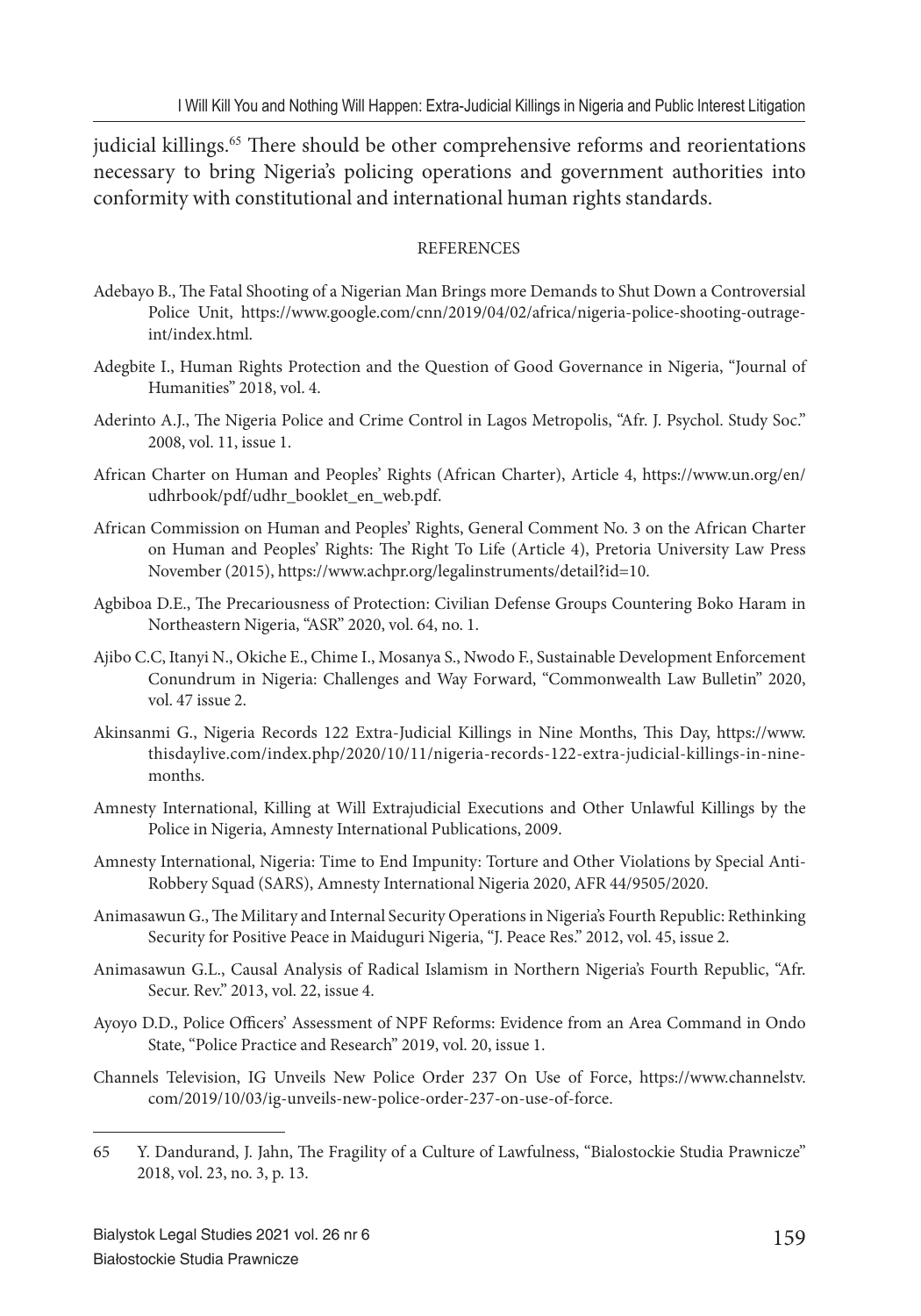judicial killings.[65] There should be other comprehensive reforms and reorientations necessary to bring Nigeria's policing operations and government authorities into conformity with constitutional and international human rights standards.

## REFERENCES

Adebayo B., The Fatal Shooting of a Nigerian Man Brings more Demands to Shut Down a Controversial Police Unit, https://www.google.com/cnn/2019/04/02/africa/nigeria-police-shooting-outrage-int/index.html.

Adegbite I., Human Rights Protection and the Question of Good Governance in Nigeria, "Journal of Humanities" 2018, vol. 4.

Aderinto A.J., The Nigeria Police and Crime Control in Lagos Metropolis, "Afr. J. Psychol. Study Soc." 2008, vol. 11, issue 1.

African Charter on Human and Peoples' Rights (African Charter), Article 4, https://www.un.org/en/udhrbook/pdf/udhr_booklet_en_web.pdf.

African Commission on Human and Peoples' Rights, General Comment No. 3 on the African Charter on Human and Peoples' Rights: The Right To Life (Article 4), Pretoria University Law Press November (2015), https://www.achpr.org/legalinstruments/detail?id=10.

Agbiboa D.E., The Precariousness of Protection: Civilian Defense Groups Countering Boko Haram in Northeastern Nigeria, "ASR" 2020, vol. 64, no. 1.

Ajibo C.C, Itanyi N., Okiche E., Chime I., Mosanya S., Nwodo F., Sustainable Development Enforcement Conundrum in Nigeria: Challenges and Way Forward, "Commonwealth Law Bulletin" 2020, vol. 47 issue 2.

Akinsanmi G., Nigeria Records 122 Extra-Judicial Killings in Nine Months, This Day, https://www.thisdaylive.com/index.php/2020/10/11/nigeria-records-122-extra-judicial-killings-in-nine-months.

Amnesty International, Killing at Will Extrajudicial Executions and Other Unlawful Killings by the Police in Nigeria, Amnesty International Publications, 2009.

Amnesty International, Nigeria: Time to End Impunity: Torture and Other Violations by Special Anti-Robbery Squad (SARS), Amnesty International Nigeria 2020, AFR 44/9505/2020.

Animasawun G., The Military and Internal Security Operations in Nigeria's Fourth Republic: Rethinking Security for Positive Peace in Maiduguri Nigeria, "J. Peace Res." 2012, vol. 45, issue 2.

Animasawun G.L., Causal Analysis of Radical Islamism in Northern Nigeria's Fourth Republic, "Afr. Secur. Rev." 2013, vol. 22, issue 4.

Ayoyo D.D., Police Officers' Assessment of NPF Reforms: Evidence from an Area Command in Ondo State, "Police Practice and Research" 2019, vol. 20, issue 1.

Channels Television, IG Unveils New Police Order 237 On Use of Force, https://www.channelstv.com/2019/10/03/ig-unveils-new-police-order-237-on-use-of-force.

---

65 Y. Dandurand, J. Jahn, The Fragility of a Culture of Lawfulness, "Bialostockie Studia Prawnicze" 2018, vol. 23, no. 3, p. 13.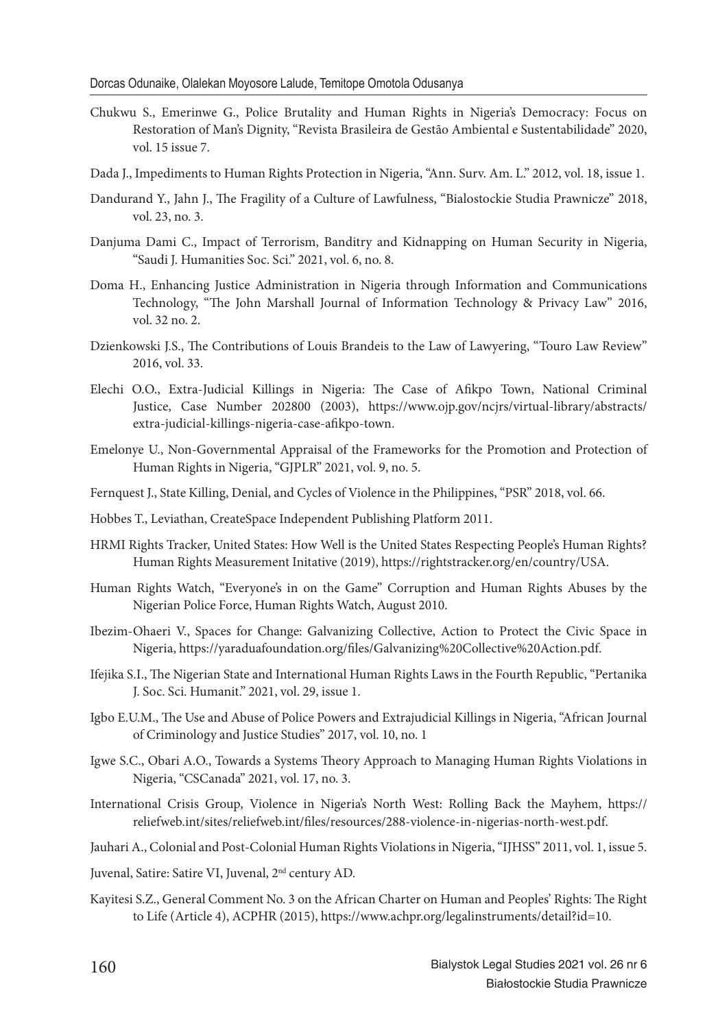Chukwu S., Emerinwe G., Police Brutality and Human Rights in Nigeria's Democracy: Focus on Restoration of Man's Dignity, "Revista Brasileira de Gestão Ambiental e Sustentabilidade" 2020, vol. 15 issue 7.

Dada J., Impediments to Human Rights Protection in Nigeria, "Ann. Surv. Am. L." 2012, vol. 18, issue 1.

Dandurand Y., Jahn J., The Fragility of a Culture of Lawfulness, "Bialostockie Studia Prawnicze" 2018, vol. 23, no. 3.

Danjuma Dami C., Impact of Terrorism, Banditry and Kidnapping on Human Security in Nigeria, "Saudi J. Humanities Soc. Sci." 2021, vol. 6, no. 8.

Doma H., Enhancing Justice Administration in Nigeria through Information and Communications Technology, "The John Marshall Journal of Information Technology & Privacy Law" 2016, vol. 32 no. 2.

Dzienkowski J.S., The Contributions of Louis Brandeis to the Law of Lawyering, "Touro Law Review" 2016, vol. 33.

Elechi O.O., Extra-Judicial Killings in Nigeria: The Case of Afikpo Town, National Criminal Justice, Case Number 202800 (2003), https://www.ojp.gov/ncjrs/virtual-library/abstracts/extra-judicial-killings-nigeria-case-afikpo-town.

Emelonye U., Non-Governmental Appraisal of the Frameworks for the Promotion and Protection of Human Rights in Nigeria, "GJPLR" 2021, vol. 9, no. 5.

Fernquest J., State Killing, Denial, and Cycles of Violence in the Philippines, "PSR" 2018, vol. 66.

Hobbes T., Leviathan, CreateSpace Independent Publishing Platform 2011.

HRMI Rights Tracker, United States: How Well is the United States Respecting People's Human Rights? Human Rights Measurement Initative (2019), https://rightstracker.org/en/country/USA.

Human Rights Watch, "Everyone's in on the Game" Corruption and Human Rights Abuses by the Nigerian Police Force, Human Rights Watch, August 2010.

Ibezim-Ohaeri V., Spaces for Change: Galvanizing Collective, Action to Protect the Civic Space in Nigeria, https://yaraduafoundation.org/files/Galvanizing%20Collective%20Action.pdf.

Ifejika S.I., The Nigerian State and International Human Rights Laws in the Fourth Republic, "Pertanika J. Soc. Sci. Humanit." 2021, vol. 29, issue 1.

Igbo E.U.M., The Use and Abuse of Police Powers and Extrajudicial Killings in Nigeria, "African Journal of Criminology and Justice Studies" 2017, vol. 10, no. 1

Igwe S.C., Obari A.O., Towards a Systems Theory Approach to Managing Human Rights Violations in Nigeria, "CSCanada" 2021, vol. 17, no. 3.

International Crisis Group, Violence in Nigeria's North West: Rolling Back the Mayhem, https://reliefweb.int/sites/reliefweb.int/files/resources/288-violence-in-nigerias-north-west.pdf.

Jauhari A., Colonial and Post-Colonial Human Rights Violations in Nigeria, "IJHSS" 2011, vol. 1, issue 5.

Juvenal, Satire: Satire VI, Juvenal, 2nd century AD.

Kayitesi S.Z., General Comment No. 3 on the African Charter on Human and Peoples' Rights: The Right to Life (Article 4), ACPHR (2015), https://www.achpr.org/legalinstruments/detail?id=10.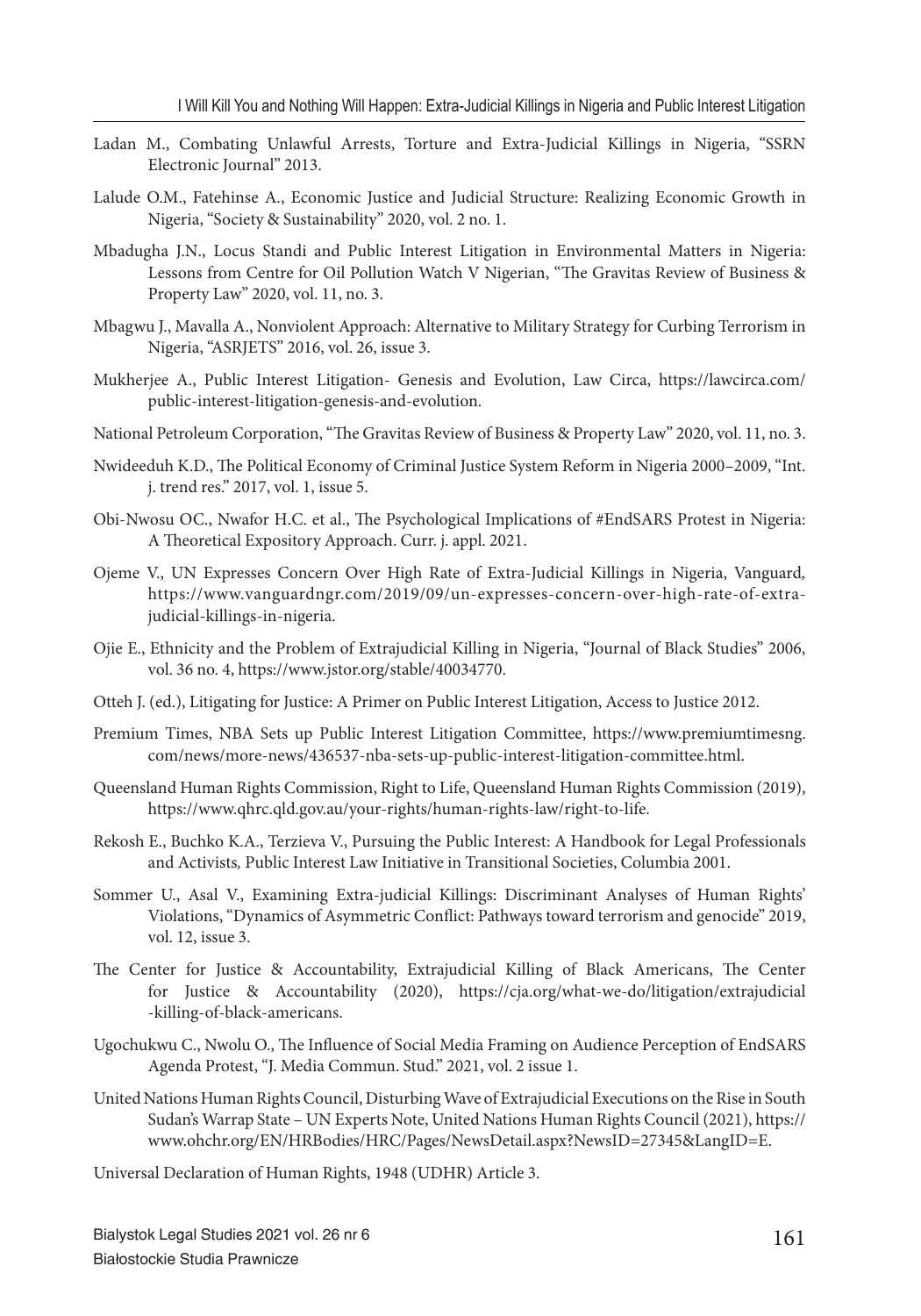Ladan M., Combating Unlawful Arrests, Torture and Extra-Judicial Killings in Nigeria, "SSRN Electronic Journal" 2013.

Lalude O.M., Fatehinse A., Economic Justice and Judicial Structure: Realizing Economic Growth in Nigeria, "Society & Sustainability" 2020, vol. 2 no. 1.

Mbadugha J.N., Locus Standi and Public Interest Litigation in Environmental Matters in Nigeria: Lessons from Centre for Oil Pollution Watch V Nigerian, "The Gravitas Review of Business & Property Law" 2020, vol. 11, no. 3.

Mbagwu J., Mavalla A., Nonviolent Approach: Alternative to Military Strategy for Curbing Terrorism in Nigeria, "ASRJETS" 2016, vol. 26, issue 3.

Mukherjee A., Public Interest Litigation- Genesis and Evolution, Law Circa, https://lawcirca.com/public-interest-litigation-genesis-and-evolution.

National Petroleum Corporation, "The Gravitas Review of Business & Property Law" 2020, vol. 11, no. 3.

Nwideeduh K.D., The Political Economy of Criminal Justice System Reform in Nigeria 2000–2009, "Int. j. trend res." 2017, vol. 1, issue 5.

Obi-Nwosu OC., Nwafor H.C. et al., The Psychological Implications of #EndSARS Protest in Nigeria: A Theoretical Expository Approach. Curr. j. appl. 2021.

Ojeme V., UN Expresses Concern Over High Rate of Extra-Judicial Killings in Nigeria, Vanguard, https://www.vanguardngr.com/2019/09/un-expresses-concern-over-high-rate-of-extra-judicial-killings-in-nigeria.

Ojie E., Ethnicity and the Problem of Extrajudicial Killing in Nigeria, "Journal of Black Studies" 2006, vol. 36 no. 4, https://www.jstor.org/stable/40034770.

Otteh J. (ed.), Litigating for Justice: A Primer on Public Interest Litigation, Access to Justice 2012.

Premium Times, NBA Sets up Public Interest Litigation Committee, https://www.premiumtimesng.com/news/more-news/436537-nba-sets-up-public-interest-litigation-committee.html.

Queensland Human Rights Commission, Right to Life, Queensland Human Rights Commission (2019), https://www.qhrc.qld.gov.au/your-rights/human-rights-law/right-to-life.

Rekosh E., Buchko K.A., Terzieva V., Pursuing the Public Interest: A Handbook for Legal Professionals and Activists, Public Interest Law Initiative in Transitional Societies, Columbia 2001.

Sommer U., Asal V., Examining Extra-judicial Killings: Discriminant Analyses of Human Rights' Violations, "Dynamics of Asymmetric Conflict: Pathways toward terrorism and genocide" 2019, vol. 12, issue 3.

The Center for Justice & Accountability, Extrajudicial Killing of Black Americans, The Center for Justice & Accountability (2020), https://cja.org/what-we-do/litigation/extrajudicial-killing-of-black-americans.

Ugochukwu C., Nwolu O., The Influence of Social Media Framing on Audience Perception of EndSARS Agenda Protest, "J. Media Commun. Stud." 2021, vol. 2 issue 1.

United Nations Human Rights Council, Disturbing Wave of Extrajudicial Executions on the Rise in South Sudan's Warrap State – UN Experts Note, United Nations Human Rights Council (2021), https://www.ohchr.org/EN/HRBodies/HRC/Pages/NewsDetail.aspx?NewsID=27345&LangID=E.

Universal Declaration of Human Rights, 1948 (UDHR) Article 3.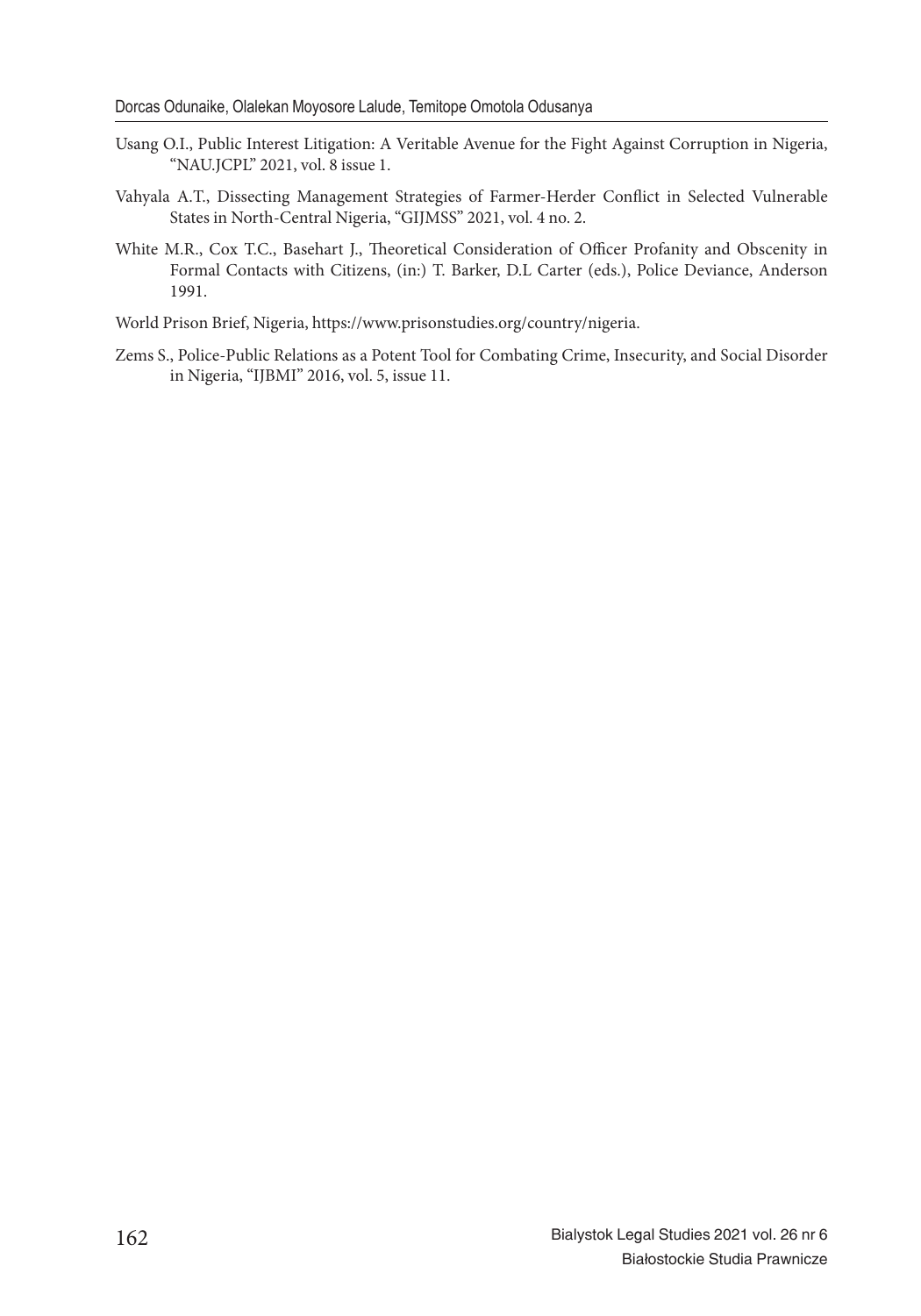Usang O.I., Public Interest Litigation: A Veritable Avenue for the Fight Against Corruption in Nigeria, "NAU.JCPL" 2021, vol. 8 issue 1.

Vahyala A.T., Dissecting Management Strategies of Farmer-Herder Conflict in Selected Vulnerable States in North-Central Nigeria, "GIJMSS" 2021, vol. 4 no. 2.

White M.R., Cox T.C., Basehart J., Theoretical Consideration of Officer Profanity and Obscenity in Formal Contacts with Citizens, (in:) T. Barker, D.L Carter (eds.), Police Deviance, Anderson 1991.

World Prison Brief, Nigeria, https://www.prisonstudies.org/country/nigeria.

Zems S., Police-Public Relations as a Potent Tool for Combating Crime, Insecurity, and Social Disorder in Nigeria, "IJBMI" 2016, vol. 5, issue 11.